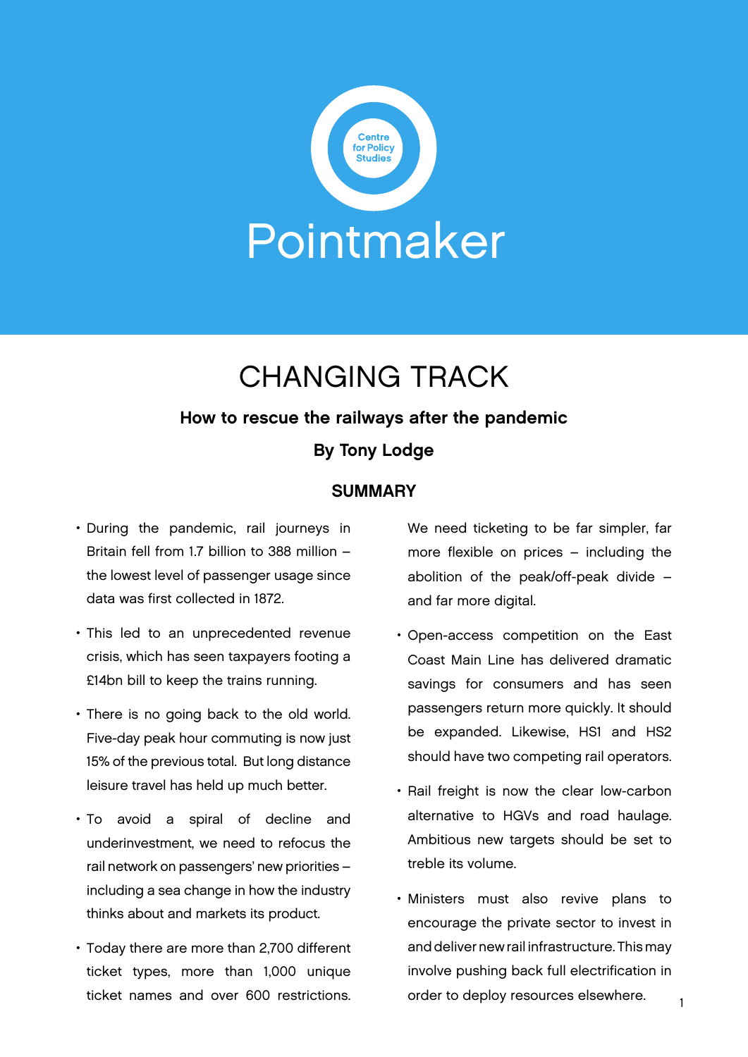Centre for Policy Studies

Pointmaker

# CHANGING TRACK

### How to rescue the railways after the pandemic

### By Tony Lodge

## SUMMARY

- During the pandemic, rail journeys in Britain fell from 1.7 billion to 388 million – the lowest level of passenger usage since data was first collected in 1872.
- This led to an unprecedented revenue crisis, which has seen taxpayers footing a £14bn bill to keep the trains running.
- There is no going back to the old world. Five-day peak hour commuting is now just 15% of the previous total. But long distance leisure travel has held up much better.
- To avoid a spiral of decline and underinvestment, we need to refocus the rail network on passengers' new priorities – including a sea change in how the industry thinks about and markets its product.
- Today there are more than 2,700 different ticket types, more than 1,000 unique ticket names and over 600 restrictions. We need ticketing to be far simpler, far more flexible on prices – including the abolition of the peak/off-peak divide – and far more digital.
- Open-access competition on the East Coast Main Line has delivered dramatic savings for consumers and has seen passengers return more quickly. It should be expanded. Likewise, HS1 and HS2 should have two competing rail operators.
- Rail freight is now the clear low-carbon alternative to HGVs and road haulage. Ambitious new targets should be set to treble its volume.
- Ministers must also revive plans to encourage the private sector to invest in and deliver new rail infrastructure. This may involve pushing back full electrification in order to deploy resources elsewhere.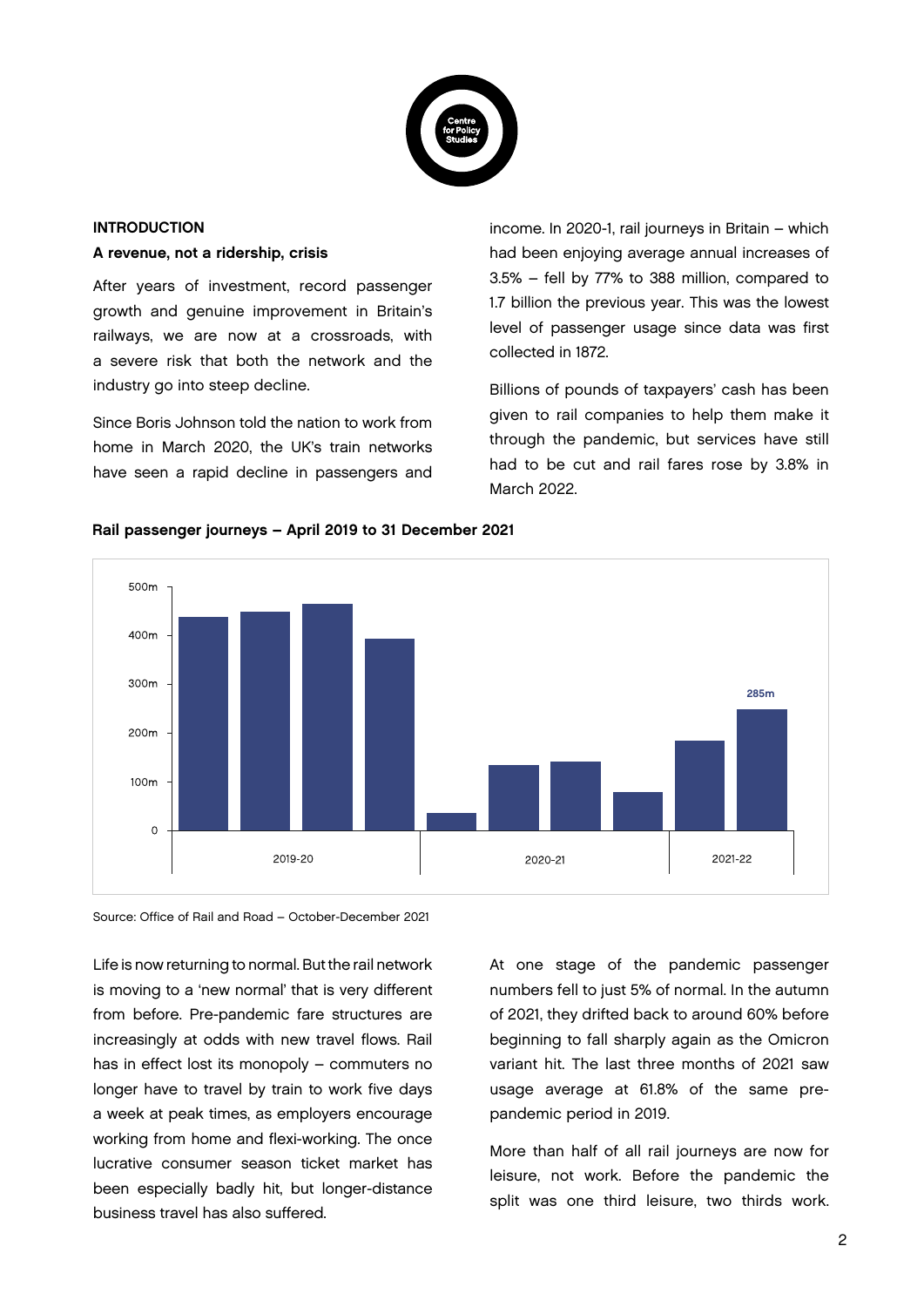## INTRODUCTION

### A revenue, not a ridership, crisis

After years of investment, record passenger growth and genuine improvement in Britain's railways, we are now at a crossroads, with a severe risk that both the network and the industry go into steep decline.

Since Boris Johnson told the nation to work from home in March 2020, the UK's train networks have seen a rapid decline in passengers and income. In 2020-1, rail journeys in Britain – which had been enjoying average annual increases of 3.5% – fell by 77% to 388 million, compared to 1.7 billion the previous year. This was the lowest level of passenger usage since data was first collected in 1872.

Billions of pounds of taxpayers' cash has been given to rail companies to help them make it through the pandemic, but services have still had to be cut and rail fares rose by 3.8% in March 2022.

**Rail passenger journeys – April 2019 to 31 December 2021**

Source: Office of Rail and Road – October-December 2021

Life is now returning to normal. But the rail network is moving to a 'new normal' that is very different from before. Pre-pandemic fare structures are increasingly at odds with new travel flows. Rail has in effect lost its monopoly – commuters no longer have to travel by train to work five days a week at peak times, as employers encourage working from home and flexi-working. The once lucrative consumer season ticket market has been especially badly hit, but longer-distance business travel has also suffered.

At one stage of the pandemic passenger numbers fell to just 5% of normal. In the autumn of 2021, they drifted back to around 60% before beginning to fall sharply again as the Omicron variant hit. The last three months of 2021 saw usage average at 61.8% of the same pre-pandemic period in 2019.

More than half of all rail journeys are now for leisure, not work. Before the pandemic the split was one third leisure, two thirds work.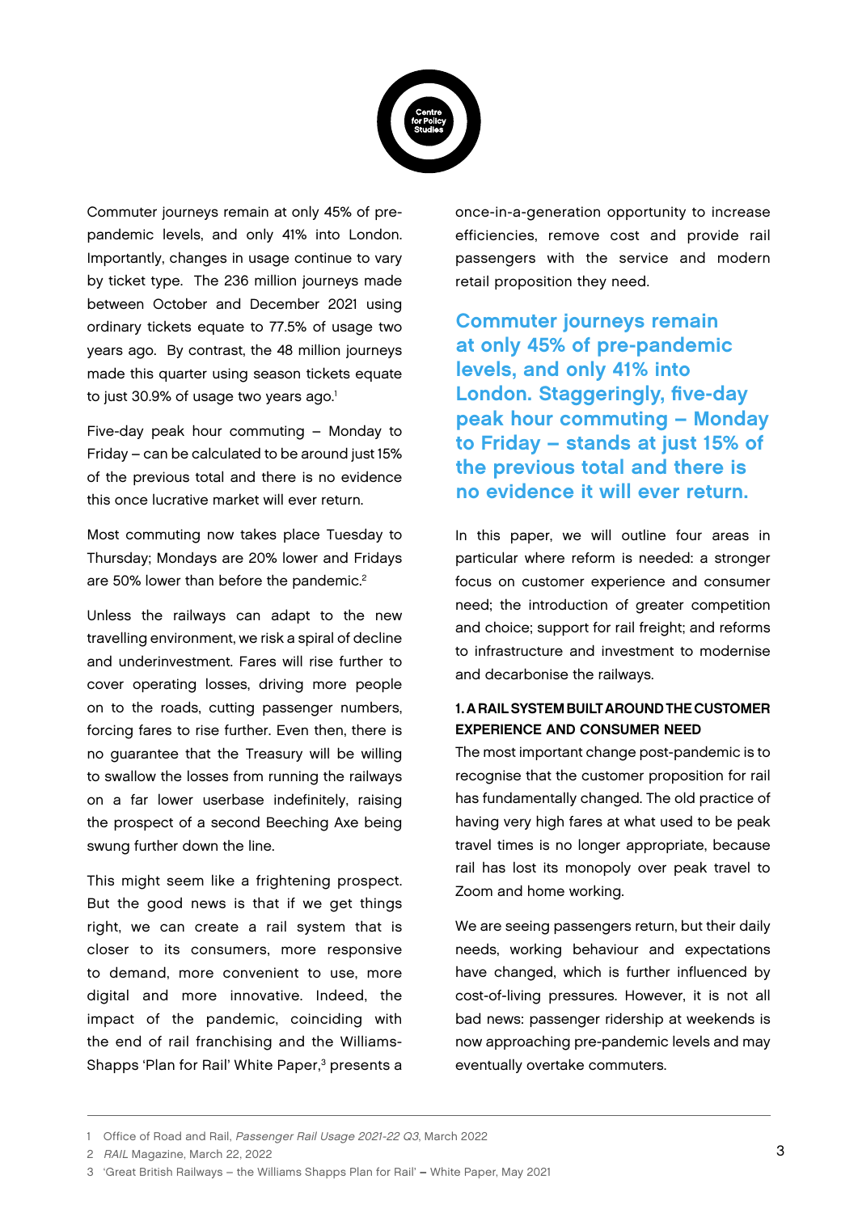Commuter journeys remain at only 45% of pre-pandemic levels, and only 41% into London. Importantly, changes in usage continue to vary by ticket type. The 236 million journeys made between October and December 2021 using ordinary tickets equate to 77.5% of usage two years ago. By contrast, the 48 million journeys made this quarter using season tickets equate to just 30.9% of usage two years ago.[1]

Five-day peak hour commuting – Monday to Friday – can be calculated to be around just 15% of the previous total and there is no evidence this once lucrative market will ever return.

Most commuting now takes place Tuesday to Thursday; Mondays are 20% lower and Fridays are 50% lower than before the pandemic.[2]

Unless the railways can adapt to the new travelling environment, we risk a spiral of decline and underinvestment. Fares will rise further to cover operating losses, driving more people on to the roads, cutting passenger numbers, forcing fares to rise further. Even then, there is no guarantee that the Treasury will be willing to swallow the losses from running the railways on a far lower userbase indefinitely, raising the prospect of a second Beeching Axe being swung further down the line.

This might seem like a frightening prospect. But the good news is that if we get things right, we can create a rail system that is closer to its consumers, more responsive to demand, more convenient to use, more digital and more innovative. Indeed, the impact of the pandemic, coinciding with the end of rail franchising and the Williams-Shapps 'Plan for Rail' White Paper,[3] presents a once-in-a-generation opportunity to increase efficiencies, remove cost and provide rail passengers with the service and modern retail proposition they need.

**Commuter journeys remain at only 45% of pre-pandemic levels, and only 41% into London. Staggeringly, five-day peak hour commuting – Monday to Friday – stands at just 15% of the previous total and there is no evidence it will ever return.**

In this paper, we will outline four areas in particular where reform is needed: a stronger focus on customer experience and consumer need; the introduction of greater competition and choice; support for rail freight; and reforms to infrastructure and investment to modernise and decarbonise the railways.

### 1. A RAIL SYSTEM BUILT AROUND THE CUSTOMER EXPERIENCE AND CONSUMER NEED

The most important change post-pandemic is to recognise that the customer proposition for rail has fundamentally changed. The old practice of having very high fares at what used to be peak travel times is no longer appropriate, because rail has lost its monopoly over peak travel to Zoom and home working.

We are seeing passengers return, but their daily needs, working behaviour and expectations have changed, which is further influenced by cost-of-living pressures. However, it is not all bad news: passenger ridership at weekends is now approaching pre-pandemic levels and may eventually overtake commuters.

---

1 Office of Road and Rail, *Passenger Rail Usage 2021-22 Q3*, March 2022

2 *RAIL* Magazine, March 22, 2022

3 'Great British Railways – the Williams Shapps Plan for Rail' – White Paper, May 2021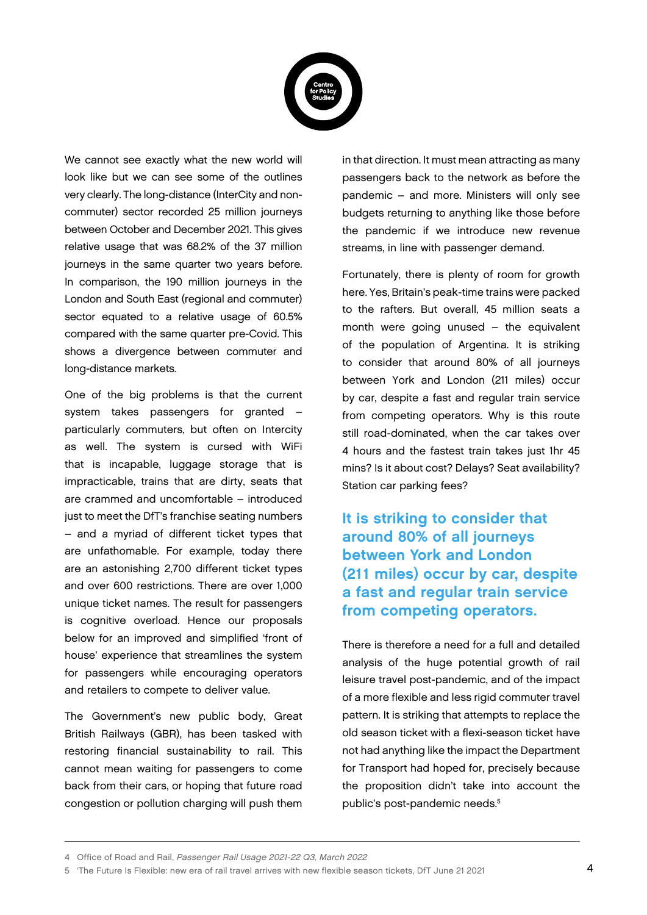We cannot see exactly what the new world will look like but we can see some of the outlines very clearly. The long-distance (InterCity and non-commuter) sector recorded 25 million journeys between October and December 2021. This gives relative usage that was 68.2% of the 37 million journeys in the same quarter two years before. In comparison, the 190 million journeys in the London and South East (regional and commuter) sector equated to a relative usage of 60.5% compared with the same quarter pre-Covid. This shows a divergence between commuter and long-distance markets.

One of the big problems is that the current system takes passengers for granted – particularly commuters, but often on Intercity as well. The system is cursed with WiFi that is incapable, luggage storage that is impracticable, trains that are dirty, seats that are crammed and uncomfortable – introduced just to meet the DfT's franchise seating numbers – and a myriad of different ticket types that are unfathomable. For example, today there are an astonishing 2,700 different ticket types and over 600 restrictions. There are over 1,000 unique ticket names. The result for passengers is cognitive overload. Hence our proposals below for an improved and simplified 'front of house' experience that streamlines the system for passengers while encouraging operators and retailers to compete to deliver value.

The Government's new public body, Great British Railways (GBR), has been tasked with restoring financial sustainability to rail. This cannot mean waiting for passengers to come back from their cars, or hoping that future road congestion or pollution charging will push them in that direction. It must mean attracting as many passengers back to the network as before the pandemic – and more. Ministers will only see budgets returning to anything like those before the pandemic if we introduce new revenue streams, in line with passenger demand.

Fortunately, there is plenty of room for growth here. Yes, Britain's peak-time trains were packed to the rafters. But overall, 45 million seats a month were going unused – the equivalent of the population of Argentina. It is striking to consider that around 80% of all journeys between York and London (211 miles) occur by car, despite a fast and regular train service from competing operators. Why is this route still road-dominated, when the car takes over 4 hours and the fastest train takes just 1hr 45 mins? Is it about cost? Delays? Seat availability? Station car parking fees?

> **It is striking to consider that around 80% of all journeys between York and London (211 miles) occur by car, despite a fast and regular train service from competing operators.**

There is therefore a need for a full and detailed analysis of the huge potential growth of rail leisure travel post-pandemic, and of the impact of a more flexible and less rigid commuter travel pattern. It is striking that attempts to replace the old season ticket with a flexi-season ticket have not had anything like the impact the Department for Transport had hoped for, precisely because the proposition didn't take into account the public's post-pandemic needs.[5]

---

4 Office of Road and Rail, *Passenger Rail Usage 2021-22 Q3, March 2022*

5 'The Future Is Flexible: new era of rail travel arrives with new flexible season tickets, DfT June 21 2021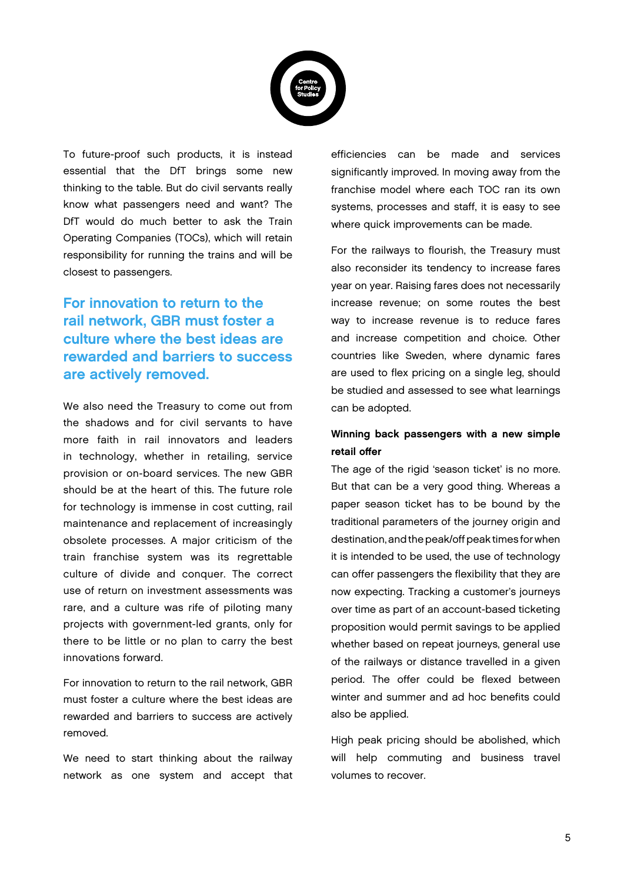To future-proof such products, it is instead essential that the DfT brings some new thinking to the table. But do civil servants really know what passengers need and want? The DfT would do much better to ask the Train Operating Companies (TOCs), which will retain responsibility for running the trains and will be closest to passengers.

> **For innovation to return to the rail network, GBR must foster a culture where the best ideas are rewarded and barriers to success are actively removed.**

We also need the Treasury to come out from the shadows and for civil servants to have more faith in rail innovators and leaders in technology, whether in retailing, service provision or on-board services. The new GBR should be at the heart of this. The future role for technology is immense in cost cutting, rail maintenance and replacement of increasingly obsolete processes. A major criticism of the train franchise system was its regrettable culture of divide and conquer. The correct use of return on investment assessments was rare, and a culture was rife of piloting many projects with government-led grants, only for there to be little or no plan to carry the best innovations forward.

For innovation to return to the rail network, GBR must foster a culture where the best ideas are rewarded and barriers to success are actively removed.

We need to start thinking about the railway network as one system and accept that efficiencies can be made and services significantly improved. In moving away from the franchise model where each TOC ran its own systems, processes and staff, it is easy to see where quick improvements can be made.

For the railways to flourish, the Treasury must also reconsider its tendency to increase fares year on year. Raising fares does not necessarily increase revenue; on some routes the best way to increase revenue is to reduce fares and increase competition and choice. Other countries like Sweden, where dynamic fares are used to flex pricing on a single leg, should be studied and assessed to see what learnings can be adopted.

**Winning back passengers with a new simple retail offer**

The age of the rigid 'season ticket' is no more. But that can be a very good thing. Whereas a paper season ticket has to be bound by the traditional parameters of the journey origin and destination, and the peak/off peak times for when it is intended to be used, the use of technology can offer passengers the flexibility that they are now expecting. Tracking a customer's journeys over time as part of an account-based ticketing proposition would permit savings to be applied whether based on repeat journeys, general use of the railways or distance travelled in a given period. The offer could be flexed between winter and summer and ad hoc benefits could also be applied.

High peak pricing should be abolished, which will help commuting and business travel volumes to recover.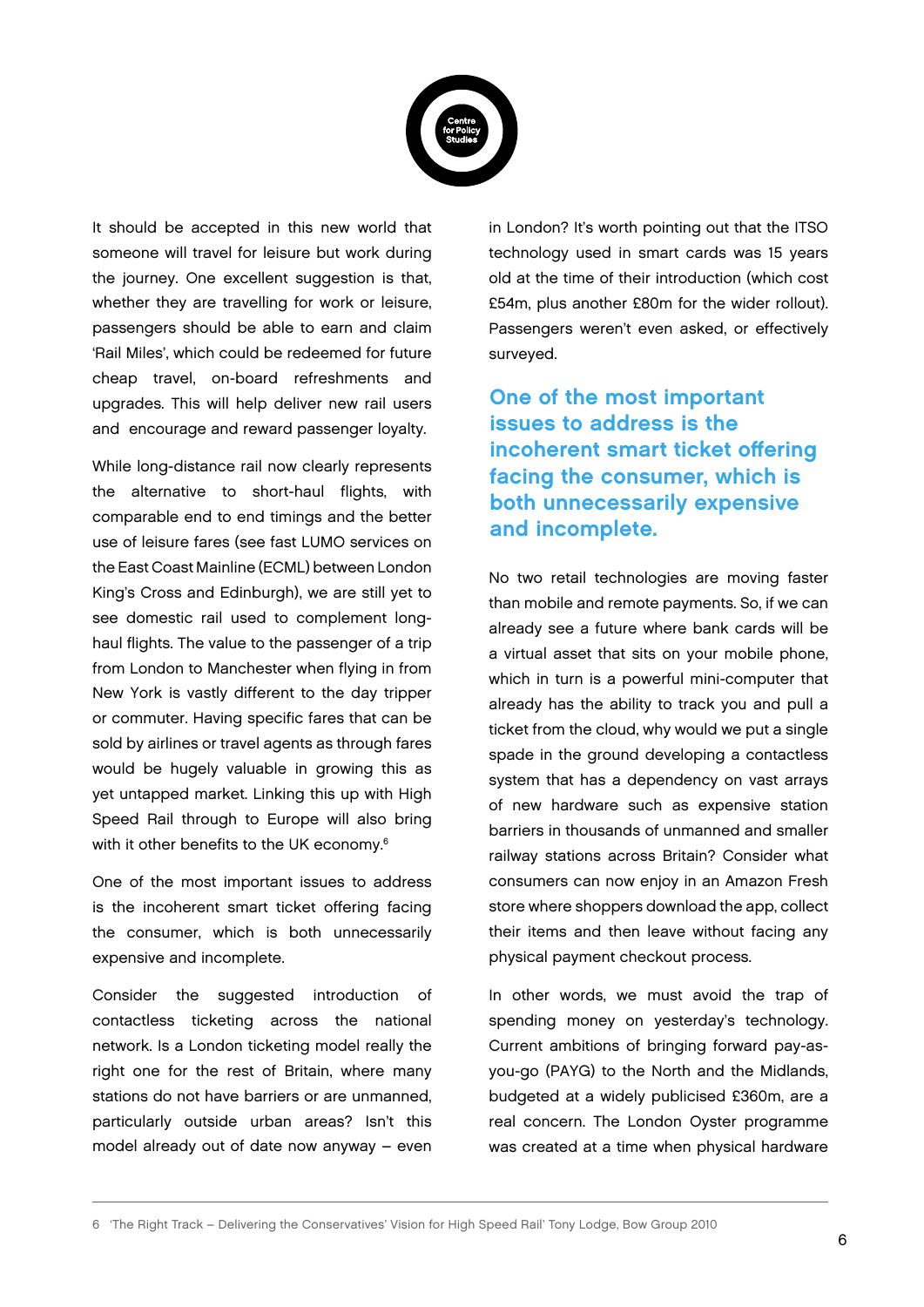It should be accepted in this new world that someone will travel for leisure but work during the journey. One excellent suggestion is that, whether they are travelling for work or leisure, passengers should be able to earn and claim 'Rail Miles', which could be redeemed for future cheap travel, on-board refreshments and upgrades. This will help deliver new rail users and encourage and reward passenger loyalty.

While long-distance rail now clearly represents the alternative to short-haul flights, with comparable end to end timings and the better use of leisure fares (see fast LUMO services on the East Coast Mainline (ECML) between London King's Cross and Edinburgh), we are still yet to see domestic rail used to complement long-haul flights. The value to the passenger of a trip from London to Manchester when flying in from New York is vastly different to the day tripper or commuter. Having specific fares that can be sold by airlines or travel agents as through fares would be hugely valuable in growing this as yet untapped market. Linking this up with High Speed Rail through to Europe will also bring with it other benefits to the UK economy.[6]

One of the most important issues to address is the incoherent smart ticket offering facing the consumer, which is both unnecessarily expensive and incomplete.

Consider the suggested introduction of contactless ticketing across the national network. Is a London ticketing model really the right one for the rest of Britain, where many stations do not have barriers or are unmanned, particularly outside urban areas? Isn't this model already out of date now anyway – even in London? It's worth pointing out that the ITSO technology used in smart cards was 15 years old at the time of their introduction (which cost £54m, plus another £80m for the wider rollout). Passengers weren't even asked, or effectively surveyed.

**One of the most important issues to address is the incoherent smart ticket offering facing the consumer, which is both unnecessarily expensive and incomplete.**

No two retail technologies are moving faster than mobile and remote payments. So, if we can already see a future where bank cards will be a virtual asset that sits on your mobile phone, which in turn is a powerful mini-computer that already has the ability to track you and pull a ticket from the cloud, why would we put a single spade in the ground developing a contactless system that has a dependency on vast arrays of new hardware such as expensive station barriers in thousands of unmanned and smaller railway stations across Britain? Consider what consumers can now enjoy in an Amazon Fresh store where shoppers download the app, collect their items and then leave without facing any physical payment checkout process.

In other words, we must avoid the trap of spending money on yesterday's technology. Current ambitions of bringing forward pay-as-you-go (PAYG) to the North and the Midlands, budgeted at a widely publicised £360m, are a real concern. The London Oyster programme was created at a time when physical hardware

---

6 'The Right Track – Delivering the Conservatives' Vision for High Speed Rail' Tony Lodge, Bow Group 2010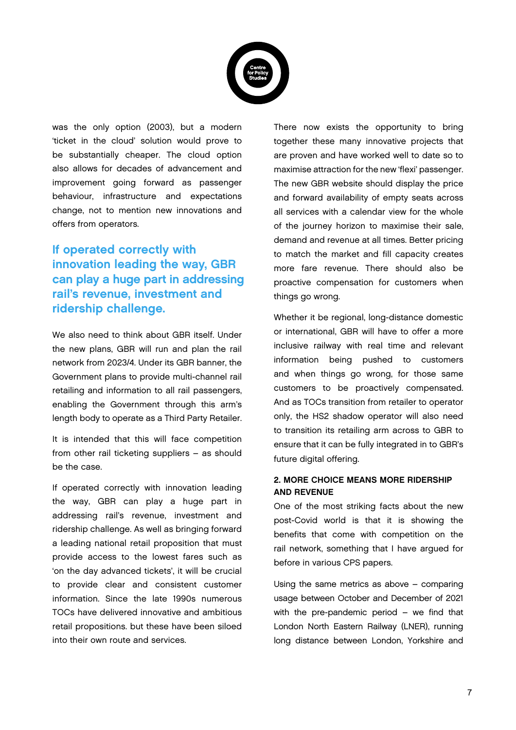was the only option (2003), but a modern 'ticket in the cloud' solution would prove to be substantially cheaper. The cloud option also allows for decades of advancement and improvement going forward as passenger behaviour, infrastructure and expectations change, not to mention new innovations and offers from operators.

**If operated correctly with innovation leading the way, GBR can play a huge part in addressing rail's revenue, investment and ridership challenge.**

We also need to think about GBR itself. Under the new plans, GBR will run and plan the rail network from 2023/4. Under its GBR banner, the Government plans to provide multi-channel rail retailing and information to all rail passengers, enabling the Government through this arm's length body to operate as a Third Party Retailer.

It is intended that this will face competition from other rail ticketing suppliers – as should be the case.

If operated correctly with innovation leading the way, GBR can play a huge part in addressing rail's revenue, investment and ridership challenge. As well as bringing forward a leading national retail proposition that must provide access to the lowest fares such as 'on the day advanced tickets', it will be crucial to provide clear and consistent customer information. Since the late 1990s numerous TOCs have delivered innovative and ambitious retail propositions. but these have been siloed into their own route and services.

There now exists the opportunity to bring together these many innovative projects that are proven and have worked well to date so to maximise attraction for the new 'flexi' passenger. The new GBR website should display the price and forward availability of empty seats across all services with a calendar view for the whole of the journey horizon to maximise their sale, demand and revenue at all times. Better pricing to match the market and fill capacity creates more fare revenue. There should also be proactive compensation for customers when things go wrong.

Whether it be regional, long-distance domestic or international, GBR will have to offer a more inclusive railway with real time and relevant information being pushed to customers and when things go wrong, for those same customers to be proactively compensated. And as TOCs transition from retailer to operator only, the HS2 shadow operator will also need to transition its retailing arm across to GBR to ensure that it can be fully integrated in to GBR's future digital offering.

## 2. MORE CHOICE MEANS MORE RIDERSHIP AND REVENUE

One of the most striking facts about the new post-Covid world is that it is showing the benefits that come with competition on the rail network, something that I have argued for before in various CPS papers.

Using the same metrics as above – comparing usage between October and December of 2021 with the pre-pandemic period – we find that London North Eastern Railway (LNER), running long distance between London, Yorkshire and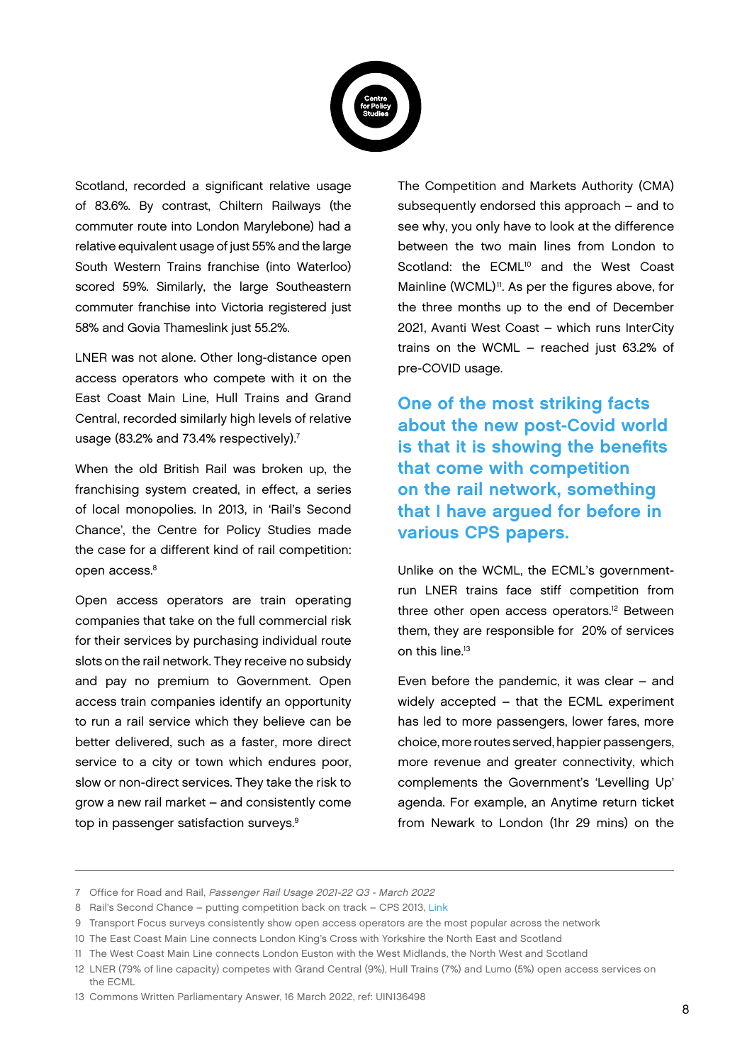Scotland, recorded a significant relative usage of 83.6%. By contrast, Chiltern Railways (the commuter route into London Marylebone) had a relative equivalent usage of just 55% and the large South Western Trains franchise (into Waterloo) scored 59%. Similarly, the large Southeastern commuter franchise into Victoria registered just 58% and Govia Thameslink just 55.2%.

LNER was not alone. Other long-distance open access operators who compete with it on the East Coast Main Line, Hull Trains and Grand Central, recorded similarly high levels of relative usage (83.2% and 73.4% respectively).[7]

When the old British Rail was broken up, the franchising system created, in effect, a series of local monopolies. In 2013, in 'Rail's Second Chance', the Centre for Policy Studies made the case for a different kind of rail competition: open access.[8]

Open access operators are train operating companies that take on the full commercial risk for their services by purchasing individual route slots on the rail network. They receive no subsidy and pay no premium to Government. Open access train companies identify an opportunity to run a rail service which they believe can be better delivered, such as a faster, more direct service to a city or town which endures poor, slow or non-direct services. They take the risk to grow a new rail market – and consistently come top in passenger satisfaction surveys.[9]

The Competition and Markets Authority (CMA) subsequently endorsed this approach – and to see why, you only have to look at the difference between the two main lines from London to Scotland: the ECML[10] and the West Coast Mainline (WCML)[11]. As per the figures above, for the three months up to the end of December 2021, Avanti West Coast – which runs InterCity trains on the WCML – reached just 63.2% of pre-COVID usage.

**One of the most striking facts about the new post-Covid world is that it is showing the benefits that come with competition on the rail network, something that I have argued for before in various CPS papers.**

Unlike on the WCML, the ECML's government-run LNER trains face stiff competition from three other open access operators.[12] Between them, they are responsible for 20% of services on this line.[13]

Even before the pandemic, it was clear – and widely accepted – that the ECML experiment has led to more passengers, lower fares, more choice, more routes served, happier passengers, more revenue and greater connectivity, which complements the Government's 'Levelling Up' agenda. For example, an Anytime return ticket from Newark to London (1hr 29 mins) on the

---

7 Office for Road and Rail, *Passenger Rail Usage 2021-22 Q3 - March 2022*

8 Rail's Second Chance – putting competition back on track – CPS 2013, Link

9 Transport Focus surveys consistently show open access operators are the most popular across the network

10 The East Coast Main Line connects London King's Cross with Yorkshire the North East and Scotland

11 The West Coast Main Line connects London Euston with the West Midlands, the North West and Scotland

12 LNER (79% of line capacity) competes with Grand Central (9%), Hull Trains (7%) and Lumo (5%) open access services on the ECML

13 Commons Written Parliamentary Answer, 16 March 2022, ref: UIN136498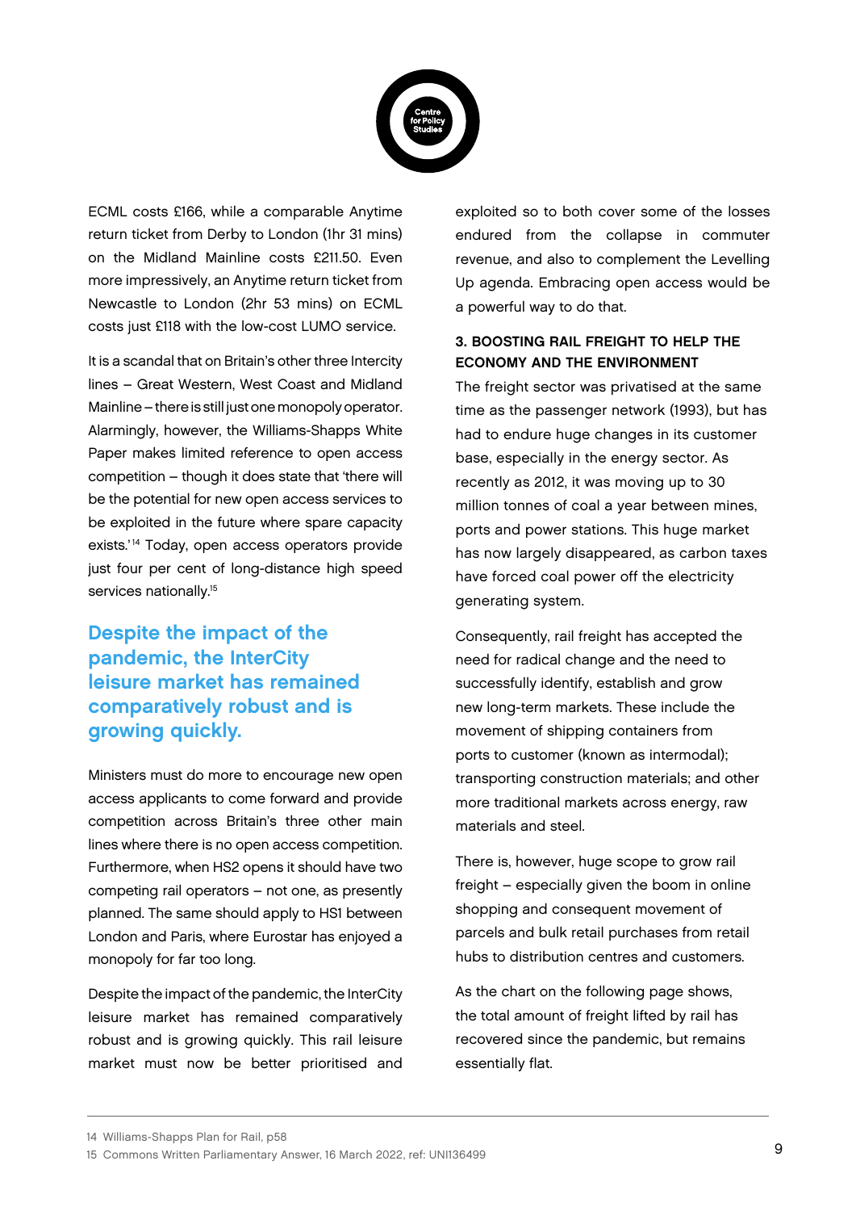ECML costs £166, while a comparable Anytime return ticket from Derby to London (1hr 31 mins) on the Midland Mainline costs £211.50. Even more impressively, an Anytime return ticket from Newcastle to London (2hr 53 mins) on ECML costs just £118 with the low-cost LUMO service.

It is a scandal that on Britain's other three Intercity lines – Great Western, West Coast and Midland Mainline – there is still just one monopoly operator. Alarmingly, however, the Williams-Shapps White Paper makes limited reference to open access competition – though it does state that 'there will be the potential for new open access services to be exploited in the future where spare capacity exists.'[14] Today, open access operators provide just four per cent of long-distance high speed services nationally.[15]

**Despite the impact of the pandemic, the InterCity leisure market has remained comparatively robust and is growing quickly.**

Ministers must do more to encourage new open access applicants to come forward and provide competition across Britain's three other main lines where there is no open access competition. Furthermore, when HS2 opens it should have two competing rail operators – not one, as presently planned. The same should apply to HS1 between London and Paris, where Eurostar has enjoyed a monopoly for far too long.

Despite the impact of the pandemic, the InterCity leisure market has remained comparatively robust and is growing quickly. This rail leisure market must now be better prioritised and exploited so to both cover some of the losses endured from the collapse in commuter revenue, and also to complement the Levelling Up agenda. Embracing open access would be a powerful way to do that.

### 3. BOOSTING RAIL FREIGHT TO HELP THE ECONOMY AND THE ENVIRONMENT

The freight sector was privatised at the same time as the passenger network (1993), but has had to endure huge changes in its customer base, especially in the energy sector. As recently as 2012, it was moving up to 30 million tonnes of coal a year between mines, ports and power stations. This huge market has now largely disappeared, as carbon taxes have forced coal power off the electricity generating system.

Consequently, rail freight has accepted the need for radical change and the need to successfully identify, establish and grow new long-term markets. These include the movement of shipping containers from ports to customer (known as intermodal); transporting construction materials; and other more traditional markets across energy, raw materials and steel.

There is, however, huge scope to grow rail freight – especially given the boom in online shopping and consequent movement of parcels and bulk retail purchases from retail hubs to distribution centres and customers.

As the chart on the following page shows, the total amount of freight lifted by rail has recovered since the pandemic, but remains essentially flat.

---

14 Williams-Shapps Plan for Rail, p58

15 Commons Written Parliamentary Answer, 16 March 2022, ref: UIN136499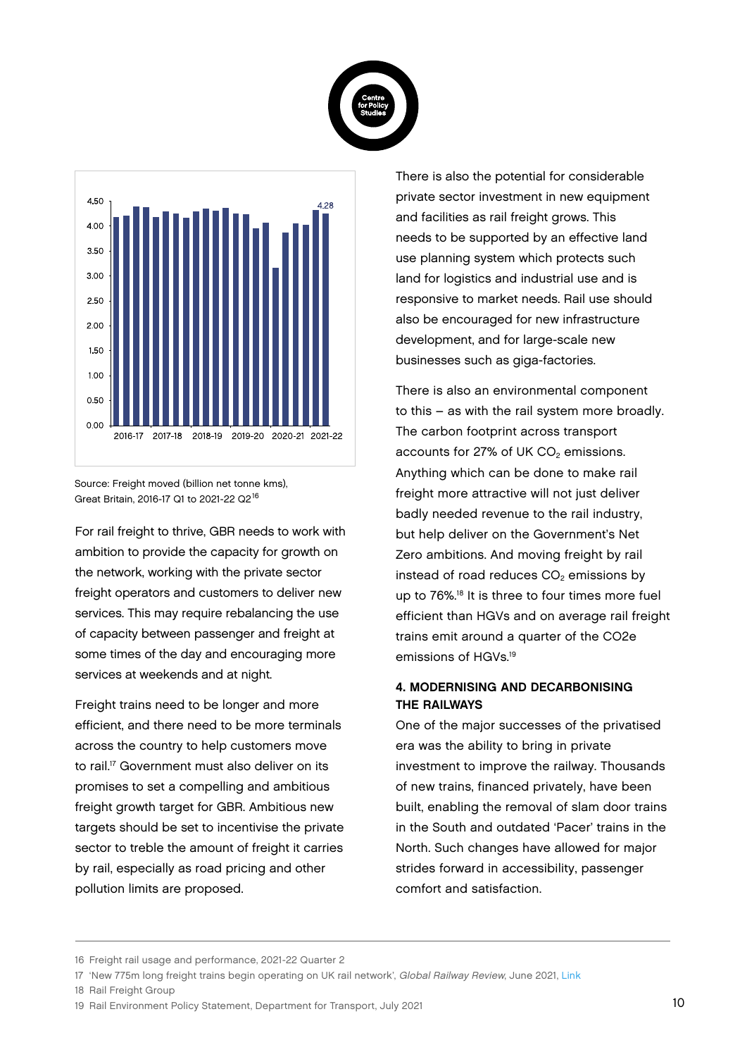Source: Freight moved (billion net tonne kms), Great Britain, 2016-17 Q1 to 2021-22 Q2[16]

For rail freight to thrive, GBR needs to work with ambition to provide the capacity for growth on the network, working with the private sector freight operators and customers to deliver new services. This may require rebalancing the use of capacity between passenger and freight at some times of the day and encouraging more services at weekends and at night.

Freight trains need to be longer and more efficient, and there need to be more terminals across the country to help customers move to rail.[17] Government must also deliver on its promises to set a compelling and ambitious freight growth target for GBR. Ambitious new targets should be set to incentivise the private sector to treble the amount of freight it carries by rail, especially as road pricing and other pollution limits are proposed.

There is also the potential for considerable private sector investment in new equipment and facilities as rail freight grows. This needs to be supported by an effective land use planning system which protects such land for logistics and industrial use and is responsive to market needs. Rail use should also be encouraged for new infrastructure development, and for large-scale new businesses such as giga-factories.

There is also an environmental component to this – as with the rail system more broadly. The carbon footprint across transport accounts for 27% of UK $CO_2$ emissions. Anything which can be done to make rail freight more attractive will not just deliver badly needed revenue to the rail industry, but help deliver on the Government's Net Zero ambitions. And moving freight by rail instead of road reduces $CO_2$ emissions by up to 76%.[18] It is three to four times more fuel efficient than HGVs and on average rail freight trains emit around a quarter of the CO2e emissions of HGVs.[19]

## 4. MODERNISING AND DECARBONISING THE RAILWAYS

One of the major successes of the privatised era was the ability to bring in private investment to improve the railway. Thousands of new trains, financed privately, have been built, enabling the removal of slam door trains in the South and outdated 'Pacer' trains in the North. Such changes have allowed for major strides forward in accessibility, passenger comfort and satisfaction.

---

16 Freight rail usage and performance, 2021-22 Quarter 2

17 'New 775m long freight trains begin operating on UK rail network', *Global Railway Review*, June 2021, Link

18 Rail Freight Group

19 Rail Environment Policy Statement, Department for Transport, July 2021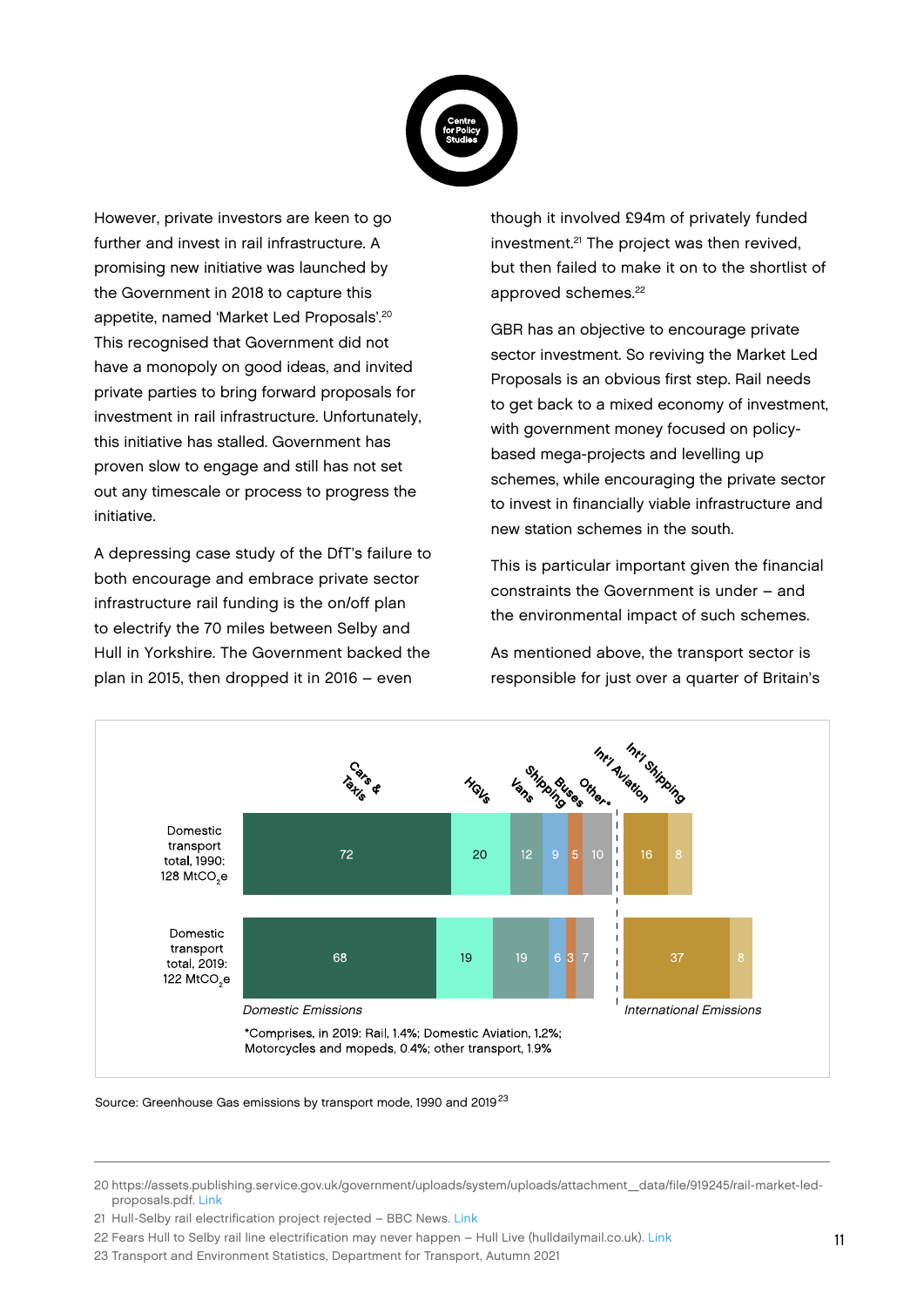However, private investors are keen to go further and invest in rail infrastructure. A promising new initiative was launched by the Government in 2018 to capture this appetite, named 'Market Led Proposals'.[20] This recognised that Government did not have a monopoly on good ideas, and invited private parties to bring forward proposals for investment in rail infrastructure. Unfortunately, this initiative has stalled. Government has proven slow to engage and still has not set out any timescale or process to progress the initiative.

A depressing case study of the DfT's failure to both encourage and embrace private sector infrastructure rail funding is the on/off plan to electrify the 70 miles between Selby and Hull in Yorkshire. The Government backed the plan in 2015, then dropped it in 2016 – even though it involved £94m of privately funded investment.[21] The project was then revived, but then failed to make it on to the shortlist of approved schemes.[22]

GBR has an objective to encourage private sector investment. So reviving the Market Led Proposals is an obvious first step. Rail needs to get back to a mixed economy of investment, with government money focused on policy-based mega-projects and levelling up schemes, while encouraging the private sector to invest in financially viable infrastructure and new station schemes in the south.

This is particular important given the financial constraints the Government is under – and the environmental impact of such schemes.

As mentioned above, the transport sector is responsible for just over a quarter of Britain's

| | Domestic Emissions | | | | | | International Emissions | |
|---|---|---|---|---|---|---|---|---|
| | Cars & Taxis | HGVs | Vans | Shipping | Buses | Other* | Int'l Aviation | Int'l Shipping |
| Domestic transport total, 1990: 128 $MtCO_2e$ | 72 | 20 | 12 | 9 | 5 | 10 | 16 | 8 |
| Domestic transport total, 2019: 122 $MtCO_2e$ | 68 | 19 | 19 | 6 | 3 | 7 | 37 | 8 |

*Comprises, in 2019: Rail, 1.4%; Domestic Aviation, 1.2%; Motorcycles and mopeds, 0.4%; other transport, 1.9%

Source: Greenhouse Gas emissions by transport mode, 1990 and 2019[23]

---

20 https://assets.publishing.service.gov.uk/government/uploads/system/uploads/attachment_data/file/919245/rail-market-led-proposals.pdf. Link

21 Hull-Selby rail electrification project rejected – BBC News. Link

22 Fears Hull to Selby rail line electrification may never happen – Hull Live (hulldailymail.co.uk). Link

23 Transport and Environment Statistics, Department for Transport, Autumn 2021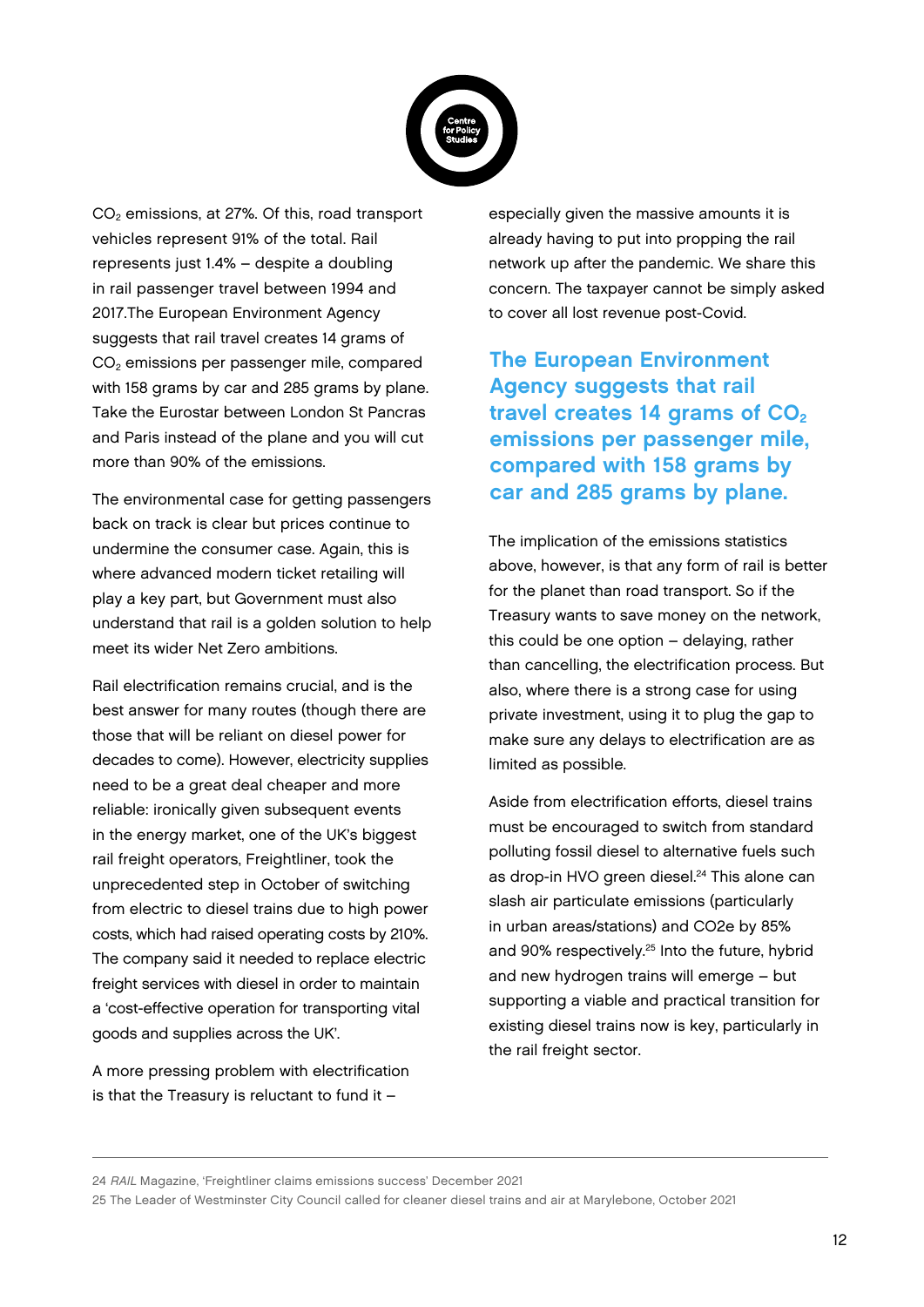$CO_2$ emissions, at 27%. Of this, road transport vehicles represent 91% of the total. Rail represents just 1.4% – despite a doubling in rail passenger travel between 1994 and 2017.The European Environment Agency suggests that rail travel creates 14 grams of $CO_2$ emissions per passenger mile, compared with 158 grams by car and 285 grams by plane. Take the Eurostar between London St Pancras and Paris instead of the plane and you will cut more than 90% of the emissions.

The environmental case for getting passengers back on track is clear but prices continue to undermine the consumer case. Again, this is where advanced modern ticket retailing will play a key part, but Government must also understand that rail is a golden solution to help meet its wider Net Zero ambitions.

Rail electrification remains crucial, and is the best answer for many routes (though there are those that will be reliant on diesel power for decades to come). However, electricity supplies need to be a great deal cheaper and more reliable: ironically given subsequent events in the energy market, one of the UK's biggest rail freight operators, Freightliner, took the unprecedented step in October of switching from electric to diesel trains due to high power costs, which had raised operating costs by 210%. The company said it needed to replace electric freight services with diesel in order to maintain a 'cost-effective operation for transporting vital goods and supplies across the UK'.

A more pressing problem with electrification is that the Treasury is reluctant to fund it – especially given the massive amounts it is already having to put into propping the rail network up after the pandemic. We share this concern. The taxpayer cannot be simply asked to cover all lost revenue post-Covid.

**The European Environment Agency suggests that rail travel creates 14 grams of $CO_2$ emissions per passenger mile, compared with 158 grams by car and 285 grams by plane.**

The implication of the emissions statistics above, however, is that any form of rail is better for the planet than road transport. So if the Treasury wants to save money on the network, this could be one option – delaying, rather than cancelling, the electrification process. But also, where there is a strong case for using private investment, using it to plug the gap to make sure any delays to electrification are as limited as possible.

Aside from electrification efforts, diesel trains must be encouraged to switch from standard polluting fossil diesel to alternative fuels such as drop-in HVO green diesel.[24] This alone can slash air particulate emissions (particularly in urban areas/stations) and CO2e by 85% and 90% respectively.[25] Into the future, hybrid and new hydrogen trains will emerge – but supporting a viable and practical transition for existing diesel trains now is key, particularly in the rail freight sector.

---

24 *RAIL* Magazine, 'Freightliner claims emissions success' December 2021

25 The Leader of Westminster City Council called for cleaner diesel trains and air at Marylebone, October 2021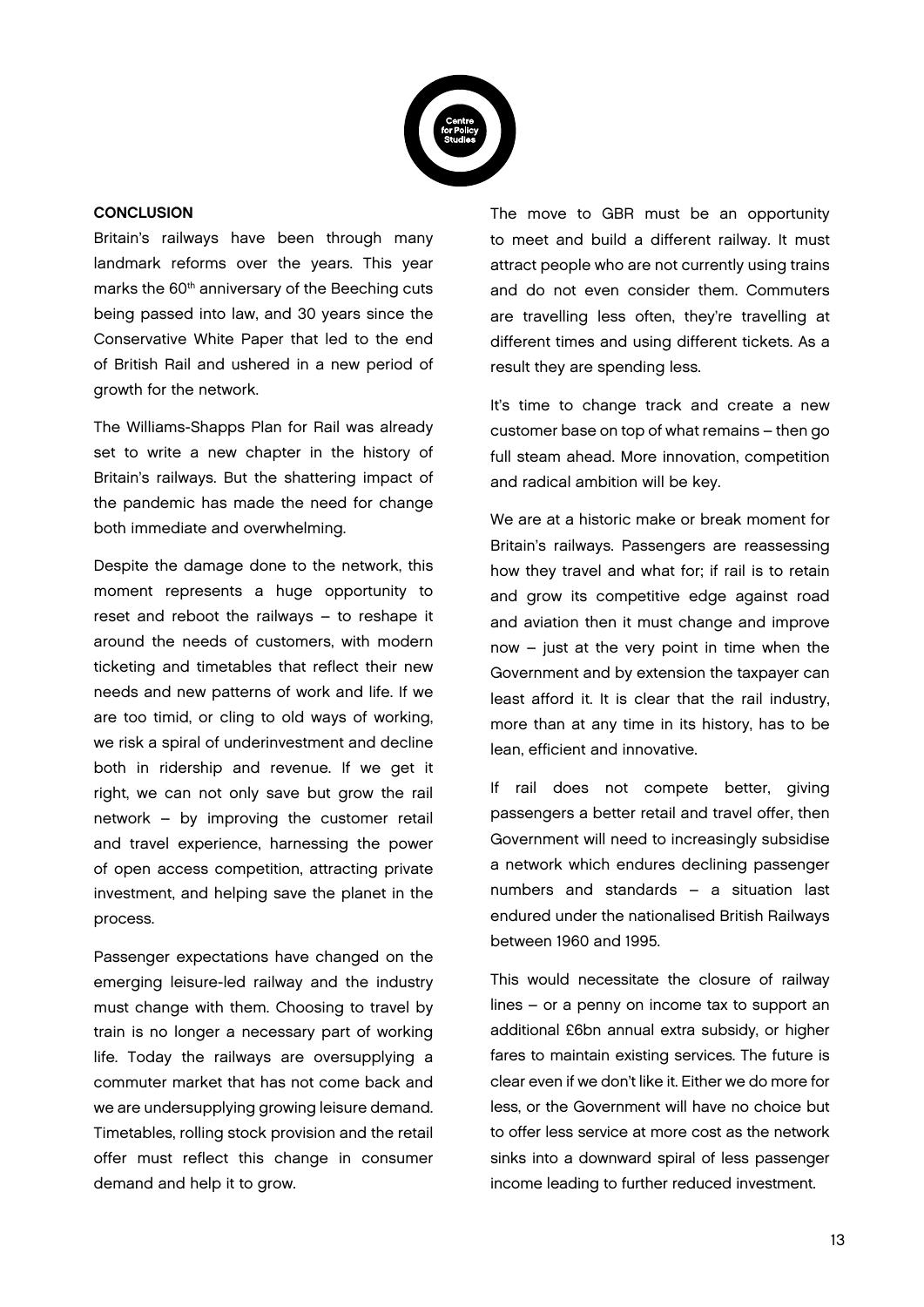## CONCLUSION

Britain's railways have been through many landmark reforms over the years. This year marks the 60th anniversary of the Beeching cuts being passed into law, and 30 years since the Conservative White Paper that led to the end of British Rail and ushered in a new period of growth for the network.

The Williams-Shapps Plan for Rail was already set to write a new chapter in the history of Britain's railways. But the shattering impact of the pandemic has made the need for change both immediate and overwhelming.

Despite the damage done to the network, this moment represents a huge opportunity to reset and reboot the railways – to reshape it around the needs of customers, with modern ticketing and timetables that reflect their new needs and new patterns of work and life. If we are too timid, or cling to old ways of working, we risk a spiral of underinvestment and decline both in ridership and revenue. If we get it right, we can not only save but grow the rail network – by improving the customer retail and travel experience, harnessing the power of open access competition, attracting private investment, and helping save the planet in the process.

Passenger expectations have changed on the emerging leisure-led railway and the industry must change with them. Choosing to travel by train is no longer a necessary part of working life. Today the railways are oversupplying a commuter market that has not come back and we are undersupplying growing leisure demand. Timetables, rolling stock provision and the retail offer must reflect this change in consumer demand and help it to grow.

The move to GBR must be an opportunity to meet and build a different railway. It must attract people who are not currently using trains and do not even consider them. Commuters are travelling less often, they're travelling at different times and using different tickets. As a result they are spending less.

It's time to change track and create a new customer base on top of what remains – then go full steam ahead. More innovation, competition and radical ambition will be key.

We are at a historic make or break moment for Britain's railways. Passengers are reassessing how they travel and what for; if rail is to retain and grow its competitive edge against road and aviation then it must change and improve now – just at the very point in time when the Government and by extension the taxpayer can least afford it. It is clear that the rail industry, more than at any time in its history, has to be lean, efficient and innovative.

If rail does not compete better, giving passengers a better retail and travel offer, then Government will need to increasingly subsidise a network which endures declining passenger numbers and standards – a situation last endured under the nationalised British Railways between 1960 and 1995.

This would necessitate the closure of railway lines – or a penny on income tax to support an additional £6bn annual extra subsidy, or higher fares to maintain existing services. The future is clear even if we don't like it. Either we do more for less, or the Government will have no choice but to offer less service at more cost as the network sinks into a downward spiral of less passenger income leading to further reduced investment.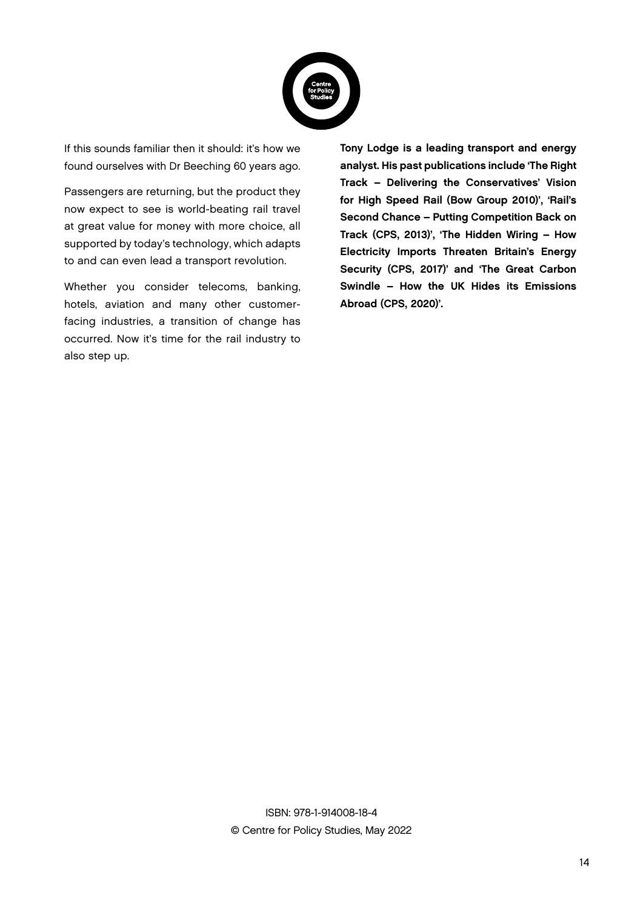If this sounds familiar then it should: it's how we found ourselves with Dr Beeching 60 years ago.

Passengers are returning, but the product they now expect to see is world-beating rail travel at great value for money with more choice, all supported by today's technology, which adapts to and can even lead a transport revolution.

Whether you consider telecoms, banking, hotels, aviation and many other customer-facing industries, a transition of change has occurred. Now it's time for the rail industry to also step up.

**Tony Lodge is a leading transport and energy analyst. His past publications include 'The Right Track – Delivering the Conservatives' Vision for High Speed Rail (Bow Group 2010)', 'Rail's Second Chance – Putting Competition Back on Track (CPS, 2013)', 'The Hidden Wiring – How Electricity Imports Threaten Britain's Energy Security (CPS, 2017)' and 'The Great Carbon Swindle – How the UK Hides its Emissions Abroad (CPS, 2020)'.**

ISBN: 978-1-914008-18-4

© Centre for Policy Studies, May 2022